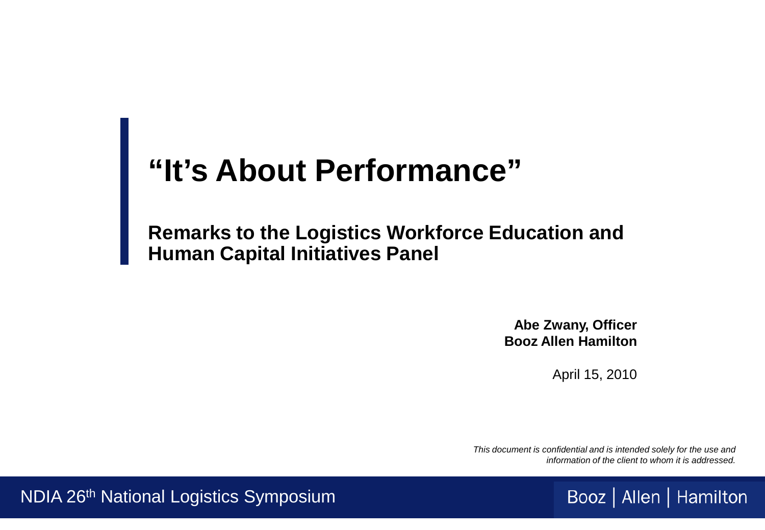# "It's About Performance"

## Remarks to the Logistics Workforce Education and Human Capital Initiatives Panel

**Abe Zwany, Officer**
**Booz Allen Hamilton**

April 15, 2010

*This document is confidential and is intended solely for the use and information of the client to whom it is addressed.*

NDIA 26th National Logistics Symposium

Booz | Allen | Hamilton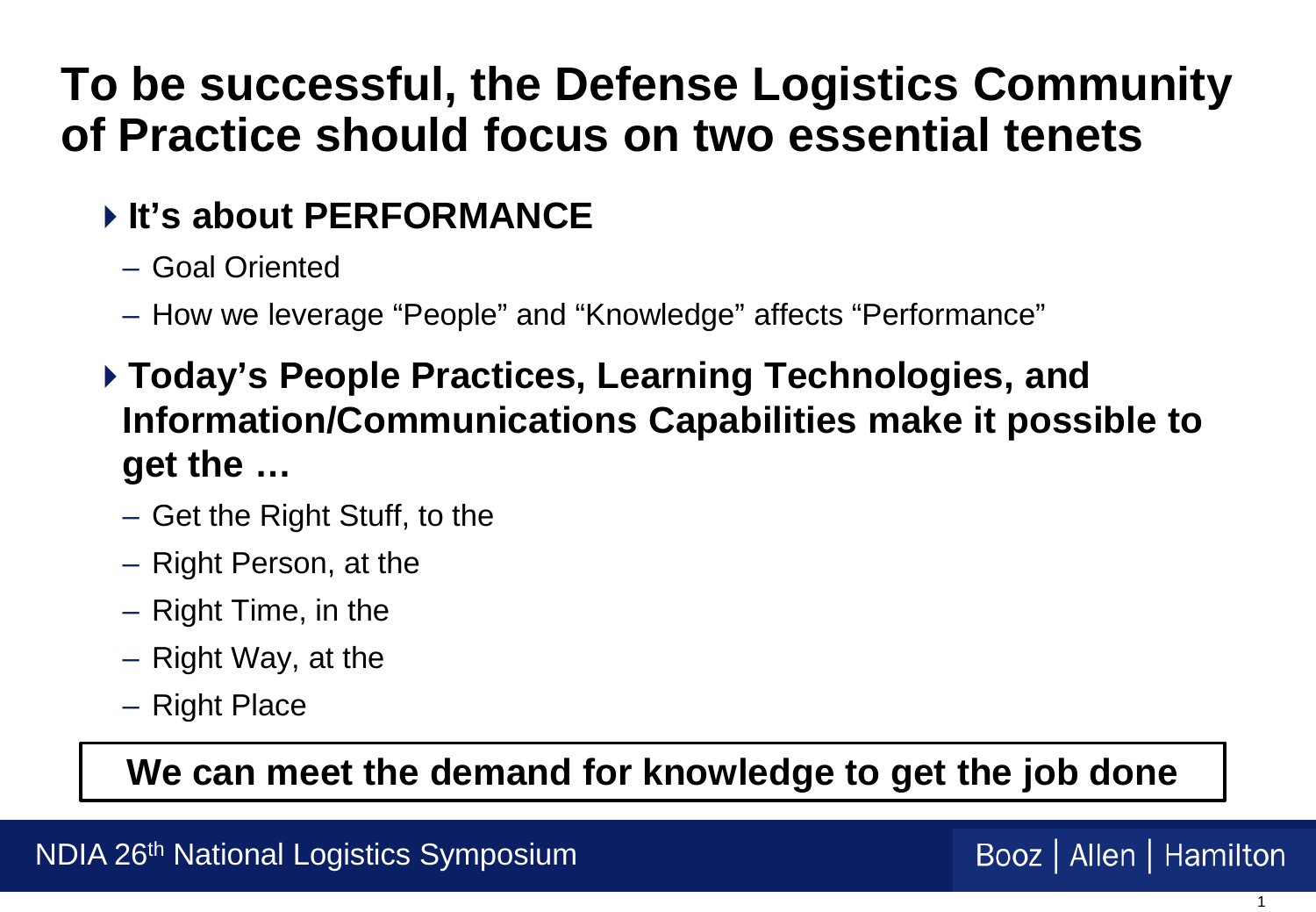# To be successful, the Defense Logistics Community of Practice should focus on two essential tenets

- **It's about PERFORMANCE**
  - Goal Oriented
  - How we leverage "People" and "Knowledge" affects "Performance"
- **Today's People Practices, Learning Technologies, and Information/Communications Capabilities make it possible to get the …**
  - Get the Right Stuff, to the
  - Right Person, at the
  - Right Time, in the
  - Right Way, at the
  - Right Place

**We can meet the demand for knowledge to get the job done**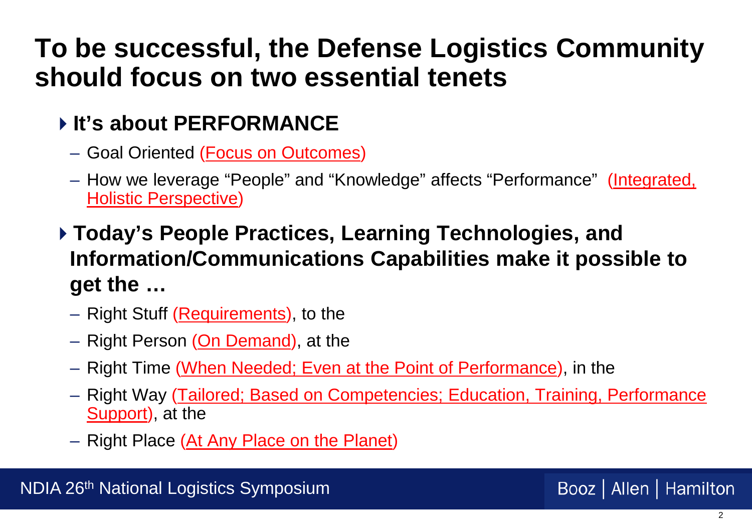# To be successful, the Defense Logistics Community should focus on two essential tenets

- **It's about PERFORMANCE**
  - Goal Oriented (Focus on Outcomes)
  - How we leverage "People" and "Knowledge" affects "Performance" (Integrated, Holistic Perspective)
- **Today's People Practices, Learning Technologies, and Information/Communications Capabilities make it possible to get the …**
  - Right Stuff (Requirements), to the
  - Right Person (On Demand), at the
  - Right Time (When Needed; Even at the Point of Performance), in the
  - Right Way (Tailored; Based on Competencies; Education, Training, Performance Support), at the
  - Right Place (At Any Place on the Planet)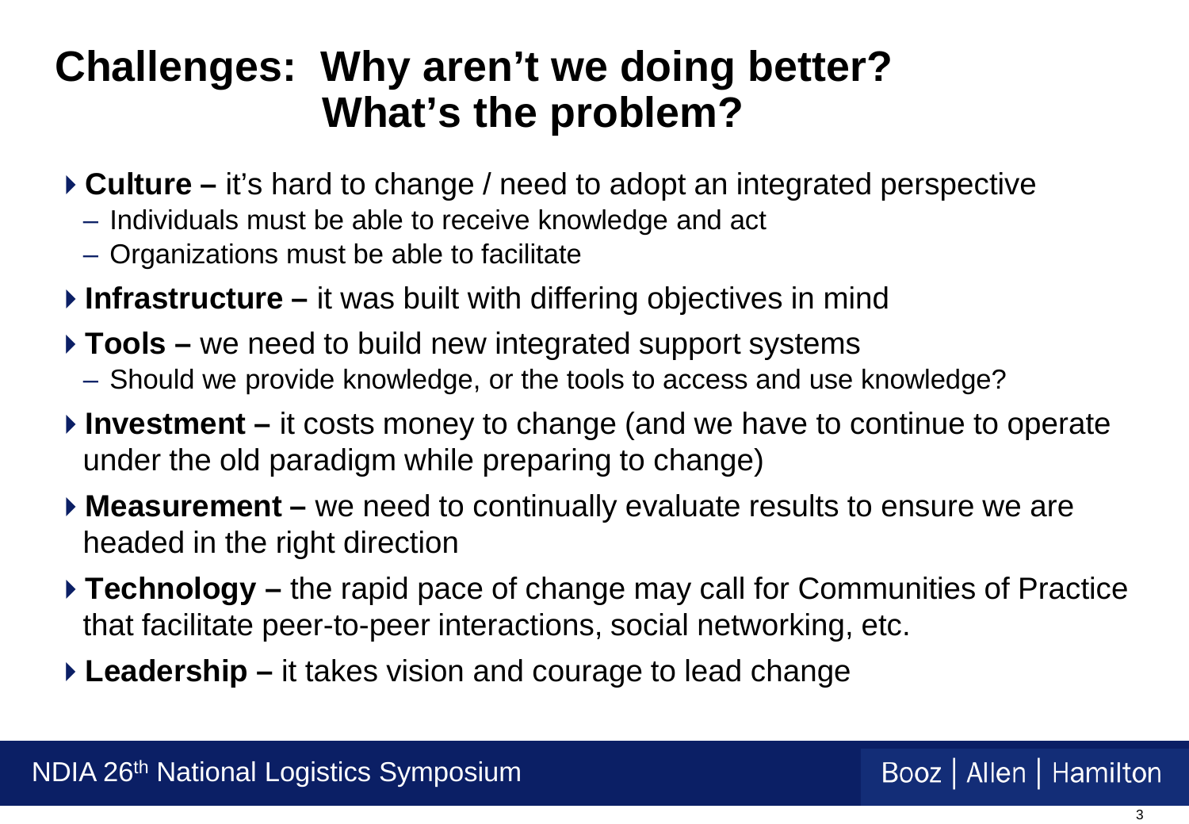# Challenges: Why aren't we doing better? What's the problem?

- **Culture –** it's hard to change / need to adopt an integrated perspective
  - Individuals must be able to receive knowledge and act
  - Organizations must be able to facilitate
- **Infrastructure –** it was built with differing objectives in mind
- **Tools –** we need to build new integrated support systems
  - Should we provide knowledge, or the tools to access and use knowledge?
- **Investment –** it costs money to change (and we have to continue to operate under the old paradigm while preparing to change)
- **Measurement –** we need to continually evaluate results to ensure we are headed in the right direction
- **Technology –** the rapid pace of change may call for Communities of Practice that facilitate peer-to-peer interactions, social networking, etc.
- **Leadership –** it takes vision and courage to lead change